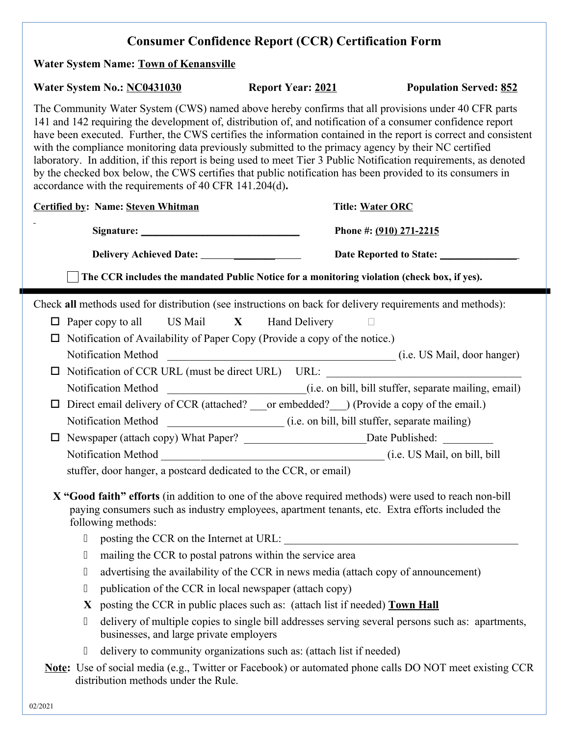# Consumer Confidence Report (CCR) Certification Form

**Water System Name:** Town of Kenansville

**Water System No.:** NC0431030 **Report Year:** 2021 **Population Served:** 852

The Community Water System (CWS) named above hereby confirms that all provisions under 40 CFR parts 141 and 142 requiring the development of, distribution of, and notification of a consumer confidence report have been executed. Further, the CWS certifies the information contained in the report is correct and consistent with the compliance monitoring data previously submitted to the primacy agency by their NC certified laboratory. In addition, if this report is being used to meet Tier 3 Public Notification requirements, as denoted by the checked box below, the CWS certifies that public notification has been provided to its consumers in accordance with the requirements of 40 CFR 141.204(d)**.**

**Certified by: Name:** Steven Whitman **Title:** Water ORC

**Signature:** ______________________________ **Phone #:** (910) 271-2215

**Delivery Achieved Date:** ______________ **Date Reported to State:** ______________

☐ **The CCR includes the mandated Public Notice for a monitoring violation (check box, if yes).**

---

Check **all** methods used for distribution (see instructions on back for delivery requirements and methods):

- ☐ Paper copy to all US Mail **X** Hand Delivery ☐
- ☐ Notification of Availability of Paper Copy (Provide a copy of the notice.)
  Notification Method ________________________________________ (i.e. US Mail, door hanger)
- ☐ Notification of CCR URL (must be direct URL) URL: ____________________________________
  Notification Method ________________________(i.e. on bill, bill stuffer, separate mailing, email)
- ☐ Direct email delivery of CCR (attached? ___or embedded?___) (Provide a copy of the email.)
  Notification Method ____________________ (i.e. on bill, bill stuffer, separate mailing)
- ☐ Newspaper (attach copy) What Paper? _____________________Date Published: _________
  Notification Method ____________________________________ (i.e. US Mail, on bill, bill stuffer, door hanger, a postcard dedicated to the CCR, or email)

**X "Good faith" efforts** (in addition to one of the above required methods) were used to reach non-bill paying consumers such as industry employees, apartment tenants, etc. Extra efforts included the following methods:

- ☐ posting the CCR on the Internet at URL: ________________________________________
- ☐ mailing the CCR to postal patrons within the service area
- ☐ advertising the availability of the CCR in news media (attach copy of announcement)
- ☐ publication of the CCR in local newspaper (attach copy)
- **X** posting the CCR in public places such as: (attach list if needed) **Town Hall**
- ☐ delivery of multiple copies to single bill addresses serving several persons such as: apartments, businesses, and large private employers
- ☐ delivery to community organizations such as: (attach list if needed)

**Note:** Use of social media (e.g., Twitter or Facebook) or automated phone calls DO NOT meet existing CCR distribution methods under the Rule.

02/2021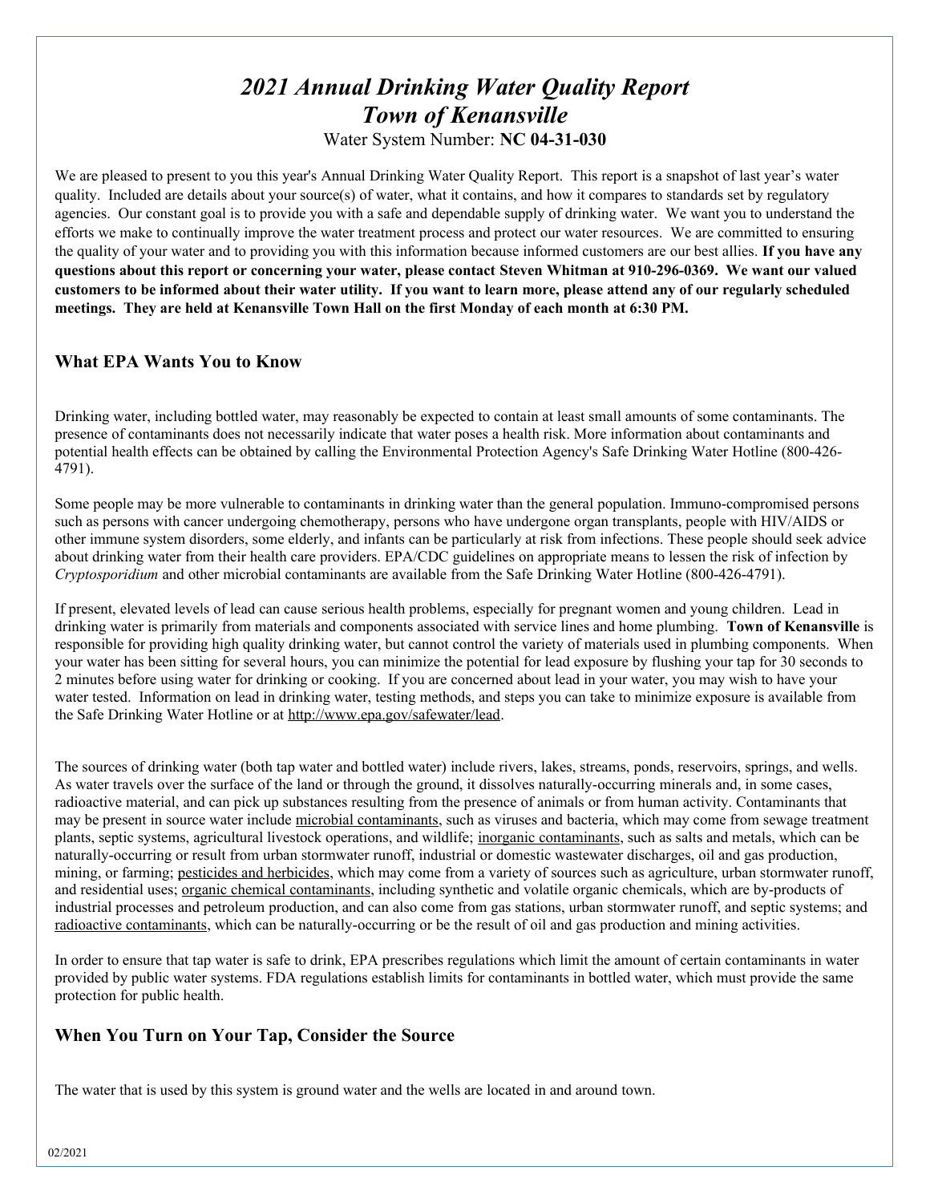# *2021 Annual Drinking Water Quality Report*
# *Town of Kenansville*

Water System Number: **NC 04-31-030**

We are pleased to present to you this year's Annual Drinking Water Quality Report. This report is a snapshot of last year's water quality. Included are details about your source(s) of water, what it contains, and how it compares to standards set by regulatory agencies. Our constant goal is to provide you with a safe and dependable supply of drinking water. We want you to understand the efforts we make to continually improve the water treatment process and protect our water resources. We are committed to ensuring the quality of your water and to providing you with this information because informed customers are our best allies. **If you have any questions about this report or concerning your water, please contact Steven Whitman at 910-296-0369. We want our valued customers to be informed about their water utility. If you want to learn more, please attend any of our regularly scheduled meetings. They are held at Kenansville Town Hall on the first Monday of each month at 6:30 PM.**

## What EPA Wants You to Know

Drinking water, including bottled water, may reasonably be expected to contain at least small amounts of some contaminants. The presence of contaminants does not necessarily indicate that water poses a health risk. More information about contaminants and potential health effects can be obtained by calling the Environmental Protection Agency's Safe Drinking Water Hotline (800-426-4791).

Some people may be more vulnerable to contaminants in drinking water than the general population. Immuno-compromised persons such as persons with cancer undergoing chemotherapy, persons who have undergone organ transplants, people with HIV/AIDS or other immune system disorders, some elderly, and infants can be particularly at risk from infections. These people should seek advice about drinking water from their health care providers. EPA/CDC guidelines on appropriate means to lessen the risk of infection by *Cryptosporidium* and other microbial contaminants are available from the Safe Drinking Water Hotline (800-426-4791).

If present, elevated levels of lead can cause serious health problems, especially for pregnant women and young children. Lead in drinking water is primarily from materials and components associated with service lines and home plumbing. **Town of Kenansville** is responsible for providing high quality drinking water, but cannot control the variety of materials used in plumbing components. When your water has been sitting for several hours, you can minimize the potential for lead exposure by flushing your tap for 30 seconds to 2 minutes before using water for drinking or cooking. If you are concerned about lead in your water, you may wish to have your water tested. Information on lead in drinking water, testing methods, and steps you can take to minimize exposure is available from the Safe Drinking Water Hotline or at http://www.epa.gov/safewater/lead.

The sources of drinking water (both tap water and bottled water) include rivers, lakes, streams, ponds, reservoirs, springs, and wells. As water travels over the surface of the land or through the ground, it dissolves naturally-occurring minerals and, in some cases, radioactive material, and can pick up substances resulting from the presence of animals or from human activity. Contaminants that may be present in source water include microbial contaminants, such as viruses and bacteria, which may come from sewage treatment plants, septic systems, agricultural livestock operations, and wildlife; inorganic contaminants, such as salts and metals, which can be naturally-occurring or result from urban stormwater runoff, industrial or domestic wastewater discharges, oil and gas production, mining, or farming; pesticides and herbicides, which may come from a variety of sources such as agriculture, urban stormwater runoff, and residential uses; organic chemical contaminants, including synthetic and volatile organic chemicals, which are by-products of industrial processes and petroleum production, and can also come from gas stations, urban stormwater runoff, and septic systems; and radioactive contaminants, which can be naturally-occurring or be the result of oil and gas production and mining activities.

In order to ensure that tap water is safe to drink, EPA prescribes regulations which limit the amount of certain contaminants in water provided by public water systems. FDA regulations establish limits for contaminants in bottled water, which must provide the same protection for public health.

## When You Turn on Your Tap, Consider the Source

The water that is used by this system is ground water and the wells are located in and around town.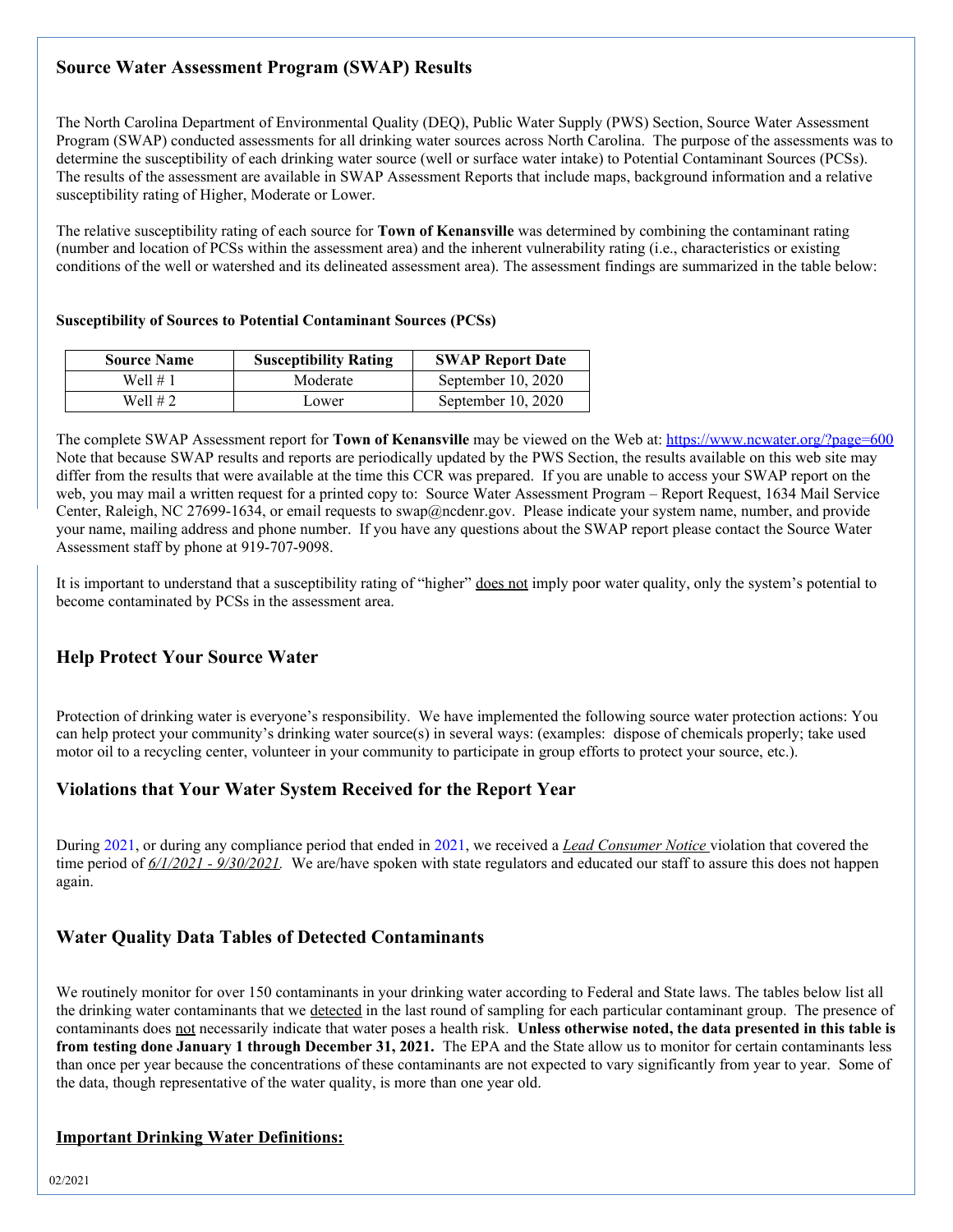## Source Water Assessment Program (SWAP) Results

The North Carolina Department of Environmental Quality (DEQ), Public Water Supply (PWS) Section, Source Water Assessment Program (SWAP) conducted assessments for all drinking water sources across North Carolina. The purpose of the assessments was to determine the susceptibility of each drinking water source (well or surface water intake) to Potential Contaminant Sources (PCSs). The results of the assessment are available in SWAP Assessment Reports that include maps, background information and a relative susceptibility rating of Higher, Moderate or Lower.

The relative susceptibility rating of each source for **Town of Kenansville** was determined by combining the contaminant rating (number and location of PCSs within the assessment area) and the inherent vulnerability rating (i.e., characteristics or existing conditions of the well or watershed and its delineated assessment area). The assessment findings are summarized in the table below:

**Susceptibility of Sources to Potential Contaminant Sources (PCSs)**

| Source Name | Susceptibility Rating | SWAP Report Date |
|---|---|---|
| Well # 1 | Moderate | September 10, 2020 |
| Well # 2 | Lower | September 10, 2020 |

The complete SWAP Assessment report for **Town of Kenansville** may be viewed on the Web at: https://www.ncwater.org/?page=600 Note that because SWAP results and reports are periodically updated by the PWS Section, the results available on this web site may differ from the results that were available at the time this CCR was prepared. If you are unable to access your SWAP report on the web, you may mail a written request for a printed copy to: Source Water Assessment Program – Report Request, 1634 Mail Service Center, Raleigh, NC 27699-1634, or email requests to swap@ncdenr.gov. Please indicate your system name, number, and provide your name, mailing address and phone number. If you have any questions about the SWAP report please contact the Source Water Assessment staff by phone at 919-707-9098.

It is important to understand that a susceptibility rating of "higher" does not imply poor water quality, only the system's potential to become contaminated by PCSs in the assessment area.

## Help Protect Your Source Water

Protection of drinking water is everyone's responsibility. We have implemented the following source water protection actions: You can help protect your community's drinking water source(s) in several ways: (examples: dispose of chemicals properly; take used motor oil to a recycling center, volunteer in your community to participate in group efforts to protect your source, etc.).

## Violations that Your Water System Received for the Report Year

During 2021, or during any compliance period that ended in 2021, we received a *Lead Consumer Notice* violation that covered the time period of *6/1/2021 - 9/30/2021.* We are/have spoken with state regulators and educated our staff to assure this does not happen again.

## Water Quality Data Tables of Detected Contaminants

We routinely monitor for over 150 contaminants in your drinking water according to Federal and State laws. The tables below list all the drinking water contaminants that we detected in the last round of sampling for each particular contaminant group. The presence of contaminants does not necessarily indicate that water poses a health risk. **Unless otherwise noted, the data presented in this table is from testing done January 1 through December 31, 2021.** The EPA and the State allow us to monitor for certain contaminants less than once per year because the concentrations of these contaminants are not expected to vary significantly from year to year. Some of the data, though representative of the water quality, is more than one year old.

### Important Drinking Water Definitions: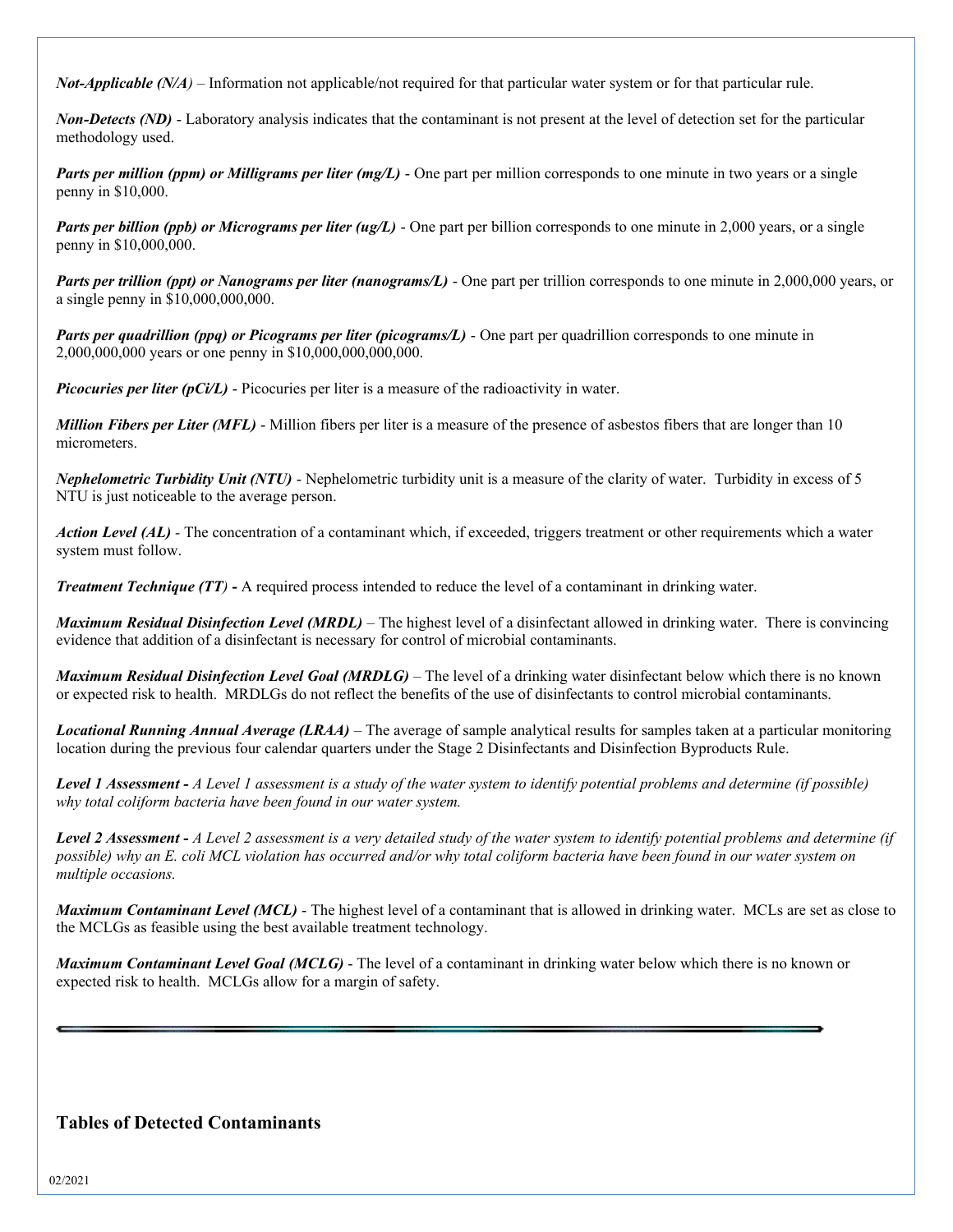***Not-Applicable (N/A)*** – Information not applicable/not required for that particular water system or for that particular rule.

***Non-Detects (ND)*** - Laboratory analysis indicates that the contaminant is not present at the level of detection set for the particular methodology used.

***Parts per million (ppm) or Milligrams per liter (mg/L)*** - One part per million corresponds to one minute in two years or a single penny in $10,000.

***Parts per billion (ppb) or Micrograms per liter (ug/L)*** - One part per billion corresponds to one minute in 2,000 years, or a single penny in $10,000,000.

***Parts per trillion (ppt) or Nanograms per liter (nanograms/L)*** - One part per trillion corresponds to one minute in 2,000,000 years, or a single penny in $10,000,000,000.

***Parts per quadrillion (ppq) or Picograms per liter (picograms/L)*** - One part per quadrillion corresponds to one minute in 2,000,000,000 years or one penny in $10,000,000,000,000.

***Picocuries per liter (pCi/L)*** - Picocuries per liter is a measure of the radioactivity in water.

***Million Fibers per Liter (MFL)*** - Million fibers per liter is a measure of the presence of asbestos fibers that are longer than 10 micrometers.

***Nephelometric Turbidity Unit (NTU)*** - Nephelometric turbidity unit is a measure of the clarity of water. Turbidity in excess of 5 NTU is just noticeable to the average person.

***Action Level (AL)*** - The concentration of a contaminant which, if exceeded, triggers treatment or other requirements which a water system must follow.

***Treatment Technique (TT)*** **-** A required process intended to reduce the level of a contaminant in drinking water.

***Maximum Residual Disinfection Level (MRDL)*** – The highest level of a disinfectant allowed in drinking water. There is convincing evidence that addition of a disinfectant is necessary for control of microbial contaminants.

***Maximum Residual Disinfection Level Goal (MRDLG)*** – The level of a drinking water disinfectant below which there is no known or expected risk to health. MRDLGs do not reflect the benefits of the use of disinfectants to control microbial contaminants.

***Locational Running Annual Average (LRAA)*** – The average of sample analytical results for samples taken at a particular monitoring location during the previous four calendar quarters under the Stage 2 Disinfectants and Disinfection Byproducts Rule.

***Level 1 Assessment -*** *A Level 1 assessment is a study of the water system to identify potential problems and determine (if possible) why total coliform bacteria have been found in our water system.*

***Level 2 Assessment -*** *A Level 2 assessment is a very detailed study of the water system to identify potential problems and determine (if possible) why an E. coli MCL violation has occurred and/or why total coliform bacteria have been found in our water system on multiple occasions.*

***Maximum Contaminant Level (MCL)*** - The highest level of a contaminant that is allowed in drinking water. MCLs are set as close to the MCLGs as feasible using the best available treatment technology.

***Maximum Contaminant Level Goal (MCLG)*** - The level of a contaminant in drinking water below which there is no known or expected risk to health. MCLGs allow for a margin of safety.

---

## Tables of Detected Contaminants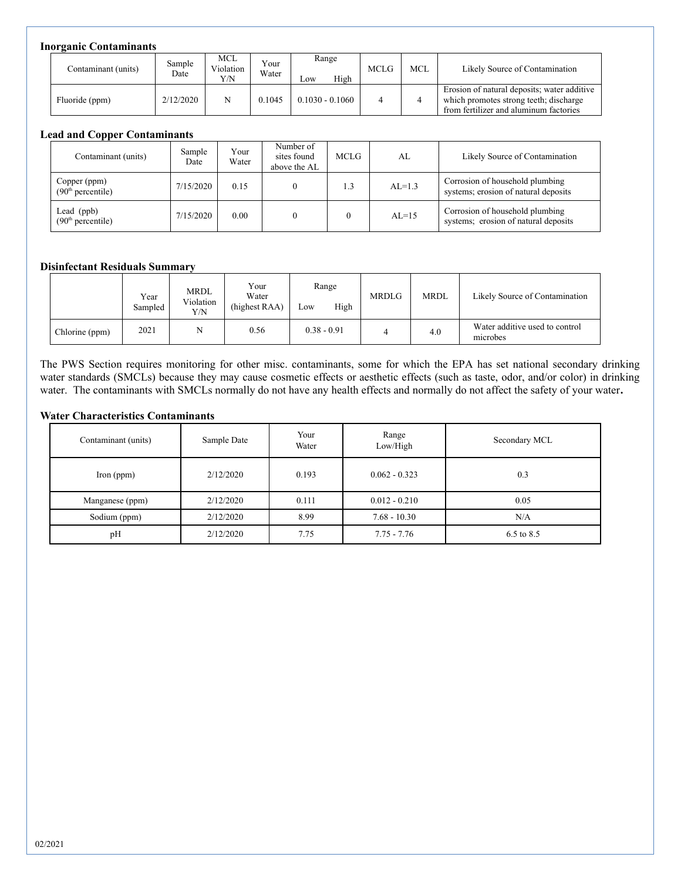### Inorganic Contaminants

| Contaminant (units) | Sample Date | MCL Violation Y/N | Your Water | Range Low High | MCLG | MCL | Likely Source of Contamination |
|---|---|---|---|---|---|---|---|
| Fluoride (ppm) | 2/12/2020 | N | 0.1045 | 0.1030 - 0.1060 | 4 | 4 | Erosion of natural deposits; water additive which promotes strong teeth; discharge from fertilizer and aluminum factories |

### Lead and Copper Contaminants

| Contaminant (units) | Sample Date | Your Water | Number of sites found above the AL | MCLG | AL | Likely Source of Contamination |
|---|---|---|---|---|---|---|
| Copper (ppm) (90th percentile) | 7/15/2020 | 0.15 | 0 | 1.3 | AL=1.3 | Corrosion of household plumbing systems; erosion of natural deposits |
| Lead (ppb) (90th percentile) | 7/15/2020 | 0.00 | 0 | 0 | AL=15 | Corrosion of household plumbing systems; erosion of natural deposits |

### Disinfectant Residuals Summary

| | Year Sampled | MRDL Violation Y/N | Your Water (highest RAA) | Range Low High | MRDLG | MRDL | Likely Source of Contamination |
|---|---|---|---|---|---|---|---|
| Chlorine (ppm) | 2021 | N | 0.56 | 0.38 - 0.91 | 4 | 4.0 | Water additive used to control microbes |

The PWS Section requires monitoring for other misc. contaminants, some for which the EPA has set national secondary drinking water standards (SMCLs) because they may cause cosmetic effects or aesthetic effects (such as taste, odor, and/or color) in drinking water. The contaminants with SMCLs normally do not have any health effects and normally do not affect the safety of your water**.**

### Water Characteristics Contaminants

| Contaminant (units) | Sample Date | Your Water | Range Low/High | Secondary MCL |
|---|---|---|---|---|
| Iron (ppm) | 2/12/2020 | 0.193 | 0.062 - 0.323 | 0.3 |
| Manganese (ppm) | 2/12/2020 | 0.111 | 0.012 - 0.210 | 0.05 |
| Sodium (ppm) | 2/12/2020 | 8.99 | 7.68 - 10.30 | N/A |
| pH | 2/12/2020 | 7.75 | 7.75 - 7.76 | 6.5 to 8.5 |

02/2021